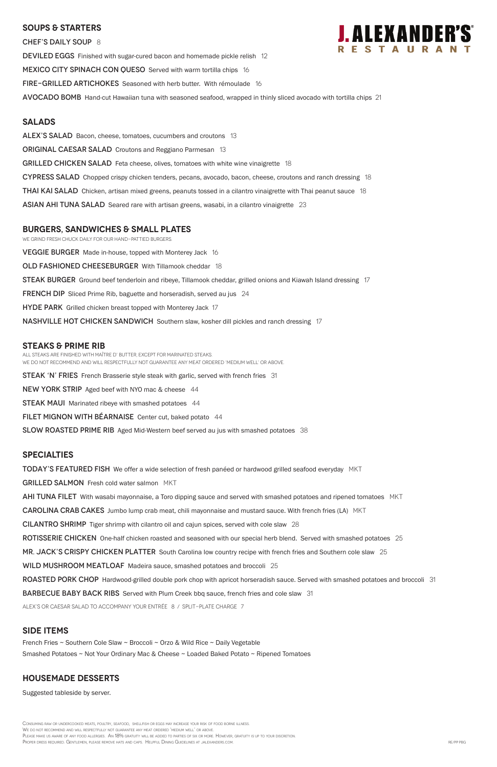# J. ALEXANDER'S RESTAURANT

## SOUPS & STARTERS

**CHEF'S DAILY SOUP** 8

**DEVILED EGGS** Finished with sugar-cured bacon and homemade pickle relish 12

**MEXICO CITY SPINACH CON QUESO** Served with warm tortilla chips 16

**FIRE-GRILLED ARTICHOKES** Seasoned with herb butter. With rémoulade 16

**AVOCADO BOMB** Hand-cut Hawaiian tuna with seasoned seafood, wrapped in thinly sliced avocado with tortilla chips 21

## SALADS

**ALEX'S SALAD** Bacon, cheese, tomatoes, cucumbers and croutons 13

**ORIGINAL CAESAR SALAD** Croutons and Reggiano Parmesan 13

**GRILLED CHICKEN SALAD** Feta cheese, olives, tomatoes with white wine vinaigrette 18

**CYPRESS SALAD** Chopped crispy chicken tenders, pecans, avocado, bacon, cheese, croutons and ranch dressing 18

**THAI KAI SALAD** Chicken, artisan mixed greens, peanuts tossed in a cilantro vinaigrette with Thai peanut sauce 18

**ASIAN AHI TUNA SALAD** Seared rare with artisan greens, wasabi, in a cilantro vinaigrette 23

## BURGERS, SANDWICHES & SMALL PLATES

WE GRIND FRESH CHUCK DAILY FOR OUR HAND-PATTIED BURGERS.

**VEGGIE BURGER** Made in-house, topped with Monterey Jack 16

**OLD FASHIONED CHEESEBURGER** With Tillamook cheddar 18

**STEAK BURGER** Ground beef tenderloin and ribeye, Tillamook cheddar, grilled onions and Kiawah Island dressing 17

**FRENCH DIP** Sliced Prime Rib, baguette and horseradish, served au jus 24

**HYDE PARK** Grilled chicken breast topped with Monterey Jack 17

**NASHVILLE HOT CHICKEN SANDWICH** Southern slaw, kosher dill pickles and ranch dressing 17

## STEAKS & PRIME RIB

ALL STEAKS ARE FINISHED WITH MAÎTRE D' BUTTER, EXCEPT FOR MARINATED STEAKS.
WE DO NOT RECOMMEND AND WILL RESPECTFULLY NOT GUARANTEE ANY MEAT ORDERED 'MEDIUM WELL' OR ABOVE.

**STEAK 'N' FRIES** French Brasserie style steak with garlic, served with french fries 31

**NEW YORK STRIP** Aged beef with NYO mac & cheese 44

**STEAK MAUI** Marinated ribeye with smashed potatoes 44

**FILET MIGNON WITH BÉARNAISE** Center cut, baked potato 44

**SLOW ROASTED PRIME RIB** Aged Mid-Western beef served au jus with smashed potatoes 38

## SPECIALTIES

**TODAY'S FEATURED FISH** We offer a wide selection of fresh panéed or hardwood grilled seafood everyday MKT

**GRILLED SALMON** Fresh cold water salmon MKT

**AHI TUNA FILET** With wasabi mayonnaise, a Toro dipping sauce and served with smashed potatoes and ripened tomatoes MKT

**CAROLINA CRAB CAKES** Jumbo lump crab meat, chili mayonnaise and mustard sauce. With french fries (LA) MKT

**CILANTRO SHRIMP** Tiger shrimp with cilantro oil and cajun spices, served with cole slaw 28

**ROTISSERIE CHICKEN** One-half chicken roasted and seasoned with our special herb blend. Served with smashed potatoes 25

**MR. JACK'S CRISPY CHICKEN PLATTER** South Carolina low country recipe with french fries and Southern cole slaw 25

**WILD MUSHROOM MEATLOAF** Madeira sauce, smashed potatoes and broccoli 25

**ROASTED PORK CHOP** Hardwood-grilled double pork chop with apricot horseradish sauce. Served with smashed potatoes and broccoli 31

**BARBECUE BABY BACK RIBS** Served with Plum Creek bbq sauce, french fries and cole slaw 31

ALEX'S OR CAESAR SALAD TO ACCOMPANY YOUR ENTRÉE 8 / SPLIT-PLATE CHARGE 7

## SIDE ITEMS

French Fries ~ Southern Cole Slaw ~ Broccoli ~ Orzo & Wild Rice ~ Daily Vegetable

Smashed Potatoes ~ Not Your Ordinary Mac & Cheese ~ Loaded Baked Potato ~ Ripened Tomatoes

## HOUSEMADE DESSERTS

Suggested tableside by server.

Consuming raw or undercooked meats, poultry, seafood, shellfish or eggs may increase your risk of food borne illness.
We do not recommend and will respectfully not guarantee any meat ordered 'medium well' or above.
Please make us aware of any food allergies. An 18% gratuity will be added to parties of six or more. However, gratuity is up to your discretion.
Proper dress required. Gentlemen, please remove hats and caps. Helpful Dining Guidelines at jalexanders.com.

RE/PP PBG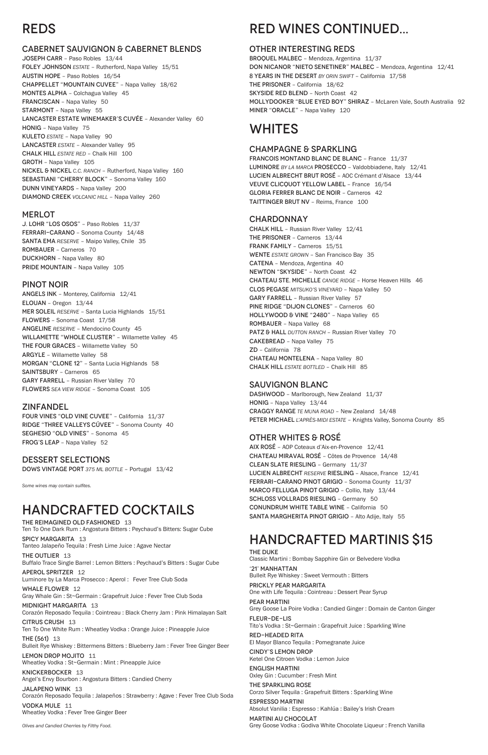# REDS

## CABERNET SAUVIGNON & CABERNET BLENDS

JOSEPH CARR – Paso Robles 13/44
FOLEY JOHNSON *ESTATE* – Rutherford, Napa Valley 15/51
AUSTIN HOPE – Paso Robles 16/54
CHAPPELLET "MOUNTAIN CUVEE" – Napa Valley 18/62
MONTES ALPHA – Colchagua Valley 45
FRANCISCAN – Napa Valley 50
STARMONT – Napa Valley 55
LANCASTER ESTATE WINEMAKER'S CUVÉE – Alexander Valley 60
HONIG – Napa Valley 75
KULETO *ESTATE* – Napa Valley 90
LANCASTER *ESTATE* – Alexander Valley 95
CHALK HILL *ESTATE RED* – Chalk Hill 100
GROTH – Napa Valley 105
NICKEL & NICKEL *C.C. RANCH* – Rutherford, Napa Valley 160
SEBASTIANI "CHERRY BLOCK" – Sonoma Valley 160
DUNN VINEYARDS – Napa Valley 200
DIAMOND CREEK *VOLCANIC HILL* – Napa Valley 260

## MERLOT

J. LOHR "LOS OSOS" – Paso Robles 11/37
FERRARI-CARANO – Sonoma County 14/48
SANTA EMA *RESERVE* – Maipo Valley, Chile 35
ROMBAUER – Carneros 70
DUCKHORN – Napa Valley 80
PRIDE MOUNTAIN – Napa Valley 105

## PINOT NOIR

ANGELS INK – Monterey, California 12/41
ELOUAN – Oregon 13/44
MER SOLEIL *RESERVE* – Santa Lucia Highlands 15/51
FLOWERS – Sonoma Coast 17/58
ANGELINE *RESERVE* – Mendocino County 45
WILLAMETTE "WHOLE CLUSTER" – Willamette Valley 45
THE FOUR GRACES – Willamette Valley 50
ARGYLE – Willamette Valley 58
MORGAN "CLONE 12" – Santa Lucia Highlands 58
SAINTSBURY – Carneros 65
GARY FARRELL – Russian River Valley 70
FLOWERS *SEA VIEW RIDGE* – Sonoma Coast 105

## ZINFANDEL

FOUR VINES "OLD VINE CUVEE" – California 11/37
RIDGE "THREE VALLEYS CÚVEE" – Sonoma County 40
SEGHESIO "OLD VINES" – Sonoma 45
FROG'S LEAP – Napa Valley 52

## DESSERT SELECTIONS

DOWS VINTAGE PORT *375 ML BOTTLE* – Portugal 13/42

*Some wines may contain sulfites.*

# HANDCRAFTED COCKTAILS

**THE REIMAGINED OLD FASHIONED** 13
Ten To One Dark Rum : Angostura Bitters : Peychaud's Bitters: Sugar Cube

**SPICY MARGARITA** 13
Tanteo Jalapeño Tequila : Fresh Lime Juice : Agave Nectar

**THE OUTLIER** 13
Buffalo Trace Single Barrel : Lemon Bitters : Peychaud's Bitters : Sugar Cube

**APEROL SPRITZER** 12
Luminore by La Marca Prosecco : Aperol : Fever Tree Club Soda

**WHALE FLOWER** 12
Gray Whale Gin : St~Germain : Grapefruit Juice : Fever Tree Club Soda

**MIDNIGHT MARGARITA** 13
Corazón Reposado Tequila : Cointreau : Black Cherry Jam : Pink Himalayan Salt

**CITRUS CRUSH** 13
Ten To One White Rum : Wheatley Vodka : Orange Juice : Pineapple Juice

**THE (561)** 13
Bulleit Rye Whiskey : Bittermens Bitters : Blueberry Jam : Fever Tree Ginger Beer

**LEMON DROP MOJITO** 11
Wheatley Vodka : St~Germain : Mint : Pineapple Juice

**KNICKERBOCKER** 13
Angel's Envy Bourbon : Angostura Bitters : Candied Cherry

**JALAPENO WINK** 13
Corazón Reposado Tequila : Jalapeños : Strawberry : Agave : Fever Tree Club Soda

**VODKA MULE** 11
Wheatley Vodka : Fever Tree Ginger Beer

*Olives and Candied Cherries by Filthy Food.*

# RED WINES CONTINUED...

## OTHER INTERESTING REDS

BROQUEL MALBEC – Mendoza, Argentina 11/37
DON NICANOR "NIETO SENETINER" MALBEC – Mendoza, Argentina 12/41
8 YEARS IN THE DESERT *BY ORIN SWIFT* – California 17/58
THE PRISONER – California 18/62
SKYSIDE RED BLEND – North Coast 42
MOLLYDOOKER "BLUE EYED BOY" SHIRAZ – McLaren Vale, South Australia 92
MINER "ORACLE" – Napa Valley 120

# WHITES

## CHAMPAGNE & SPARKLING

FRANCOIS MONTAND BLANC DE BLANC – France 11/37
LUMINORE *BY LA MARCA* PROSECCO – Valdobbiadene, Italy 12/41
LUCIEN ALBRECHT BRUT ROSÉ – AOC Crémant d'Alsace 13/44
VEUVE CLICQUOT YELLOW LABEL – France 16/54
GLORIA FERRER BLANC DE NOIR – Carneros 42
TAITTINGER BRUT NV – Reims, France 100

## CHARDONNAY

CHALK HILL – Russian River Valley 12/41
THE PRISONER – Carneros 13/44
FRANK FAMILY – Carneros 15/51
WENTE *ESTATE GROWN* – San Francisco Bay 35
CATENA – Mendoza, Argentina 40
NEWTON "SKYSIDE" – North Coast 42
CHATEAU STE. MICHELLE *CANOE RIDGE* – Horse Heaven Hills 46
CLOS PEGASE *MITSUKO'S VINEYARD* – Napa Valley 50
GARY FARRELL – Russian River Valley 57
PINE RIDGE "DIJON CLONES" – Carneros 60
HOLLYWOOD & VINE "2480" – Napa Valley 65
ROMBAUER – Napa Valley 68
PATZ & HALL *DUTTON RANCH* – Russian River Valley 70
CAKEBREAD – Napa Valley 75
ZD – California 78
CHATEAU MONTELENA – Napa Valley 80
CHALK HILL *ESTATE BOTTLED* – Chalk Hill 85

## SAUVIGNON BLANC

DASHWOOD – Marlborough, New Zealand 11/37
HONIG – Napa Valley 13/44
CRAGGY RANGE *TE MUNA ROAD* – New Zealand 14/48
PETER MICHAEL *L'APRÈS-MIDI ESTATE* – Knights Valley, Sonoma County 85

## OTHER WHITES & ROSÉ

AIX ROSÉ – AOP Coteaux d'Aix-en-Provence 12/41
CHATEAU MIRAVAL ROSÉ – Côtes de Provence 14/48
CLEAN SLATE RIESLING – Germany 11/37
LUCIEN ALBRECHT *RESERVE* RIESLING – Alsace, France 12/41
FERRARI-CARANO PINOT GRIGIO – Sonoma County 11/37
MARCO FELLUGA PINOT GRIGIO – Collio, Italy 13/44
SCHLOSS VOLLRADS RIESLING – Germany 50
CONUNDRUM WHITE TABLE WINE – California 50
SANTA MARGHERITA PINOT GRIGIO – Alto Adije, Italy 55

# HANDCRAFTED MARTINIS $15

**THE DUKE**
Classic Martini : Bombay Sapphire Gin or Belvedere Vodka

**'21' MANHATTAN**
Bulleit Rye Whiskey : Sweet Vermouth : Bitters

**PRICKLY PEAR MARGARITA**
One with Life Tequila : Cointreau : Dessert Pear Syrup

**PEAR MARTINI**
Grey Goose La Poire Vodka : Candied Ginger : Domain de Canton Ginger

**FLEUR-DE-LIS**
Tito's Vodka : St~Germain : Grapefruit Juice : Sparkling Wine

**RED-HEADED RITA**
El Mayor Blanco Tequila : Pomegranate Juice

**CINDY'S LEMON DROP**
Ketel One Citroen Vodka : Lemon Juice

**ENGLISH MARTINI**
Oxley Gin : Cucumber : Fresh Mint

**THE SPARKLING ROSE**
Corzo Silver Tequila : Grapefruit Bitters : Sparkling Wine

**ESPRESSO MARTINI**
Absolut Vanilia : Espresso : Kahlúa : Bailey's Irish Cream

**MARTINI AU CHOCOLAT**
Grey Goose Vodka : Godiva White Chocolate Liqueur : French Vanilla